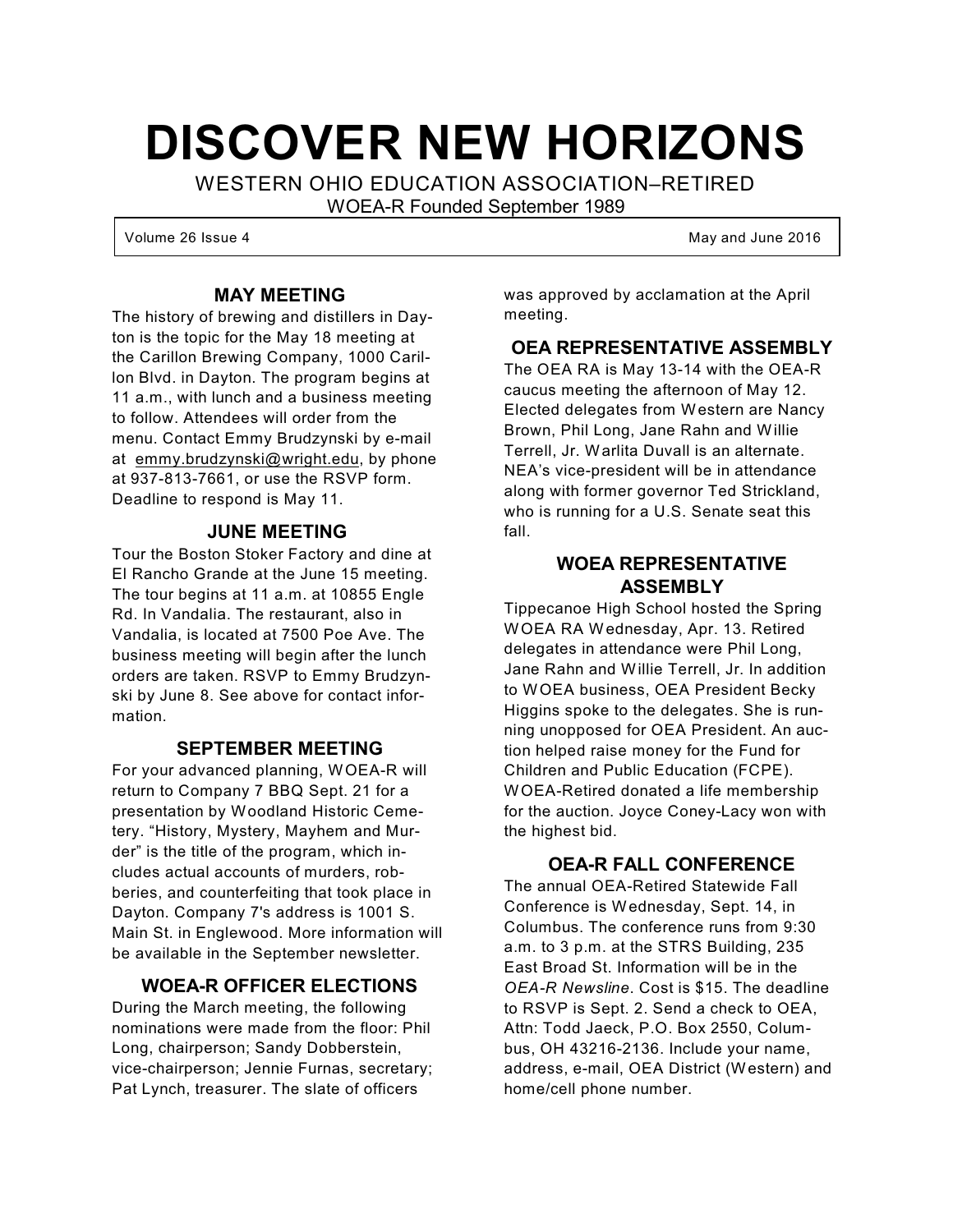# DISCOVER NEW HORIZONS

WESTERN OHIO EDUCATION ASSOCIATION–RETIRED

WOEA-R Founded September 1989

Volume 26 Issue 4 May and June 2016

## MAY MEETING

The history of brewing and distillers in Dayton is the topic for the May 18 meeting at the Carillon Brewing Company, 1000 Carillon Blvd. in Dayton. The program begins at 11 a.m., with lunch and a business meeting to follow. Attendees will order from the menu. Contact Emmy Brudzynski by e-mail at emmy.brudzynski@wright.edu, by phone at 937-813-7661, or use the RSVP form. Deadline to respond is May 11.

## JUNE MEETING

Tour the Boston Stoker Factory and dine at El Rancho Grande at the June 15 meeting. The tour begins at 11 a.m. at 10855 Engle Rd. In Vandalia. The restaurant, also in Vandalia, is located at 7500 Poe Ave. The business meeting will begin after the lunch orders are taken. RSVP to Emmy Brudzynski by June 8. See above for contact information.

## SEPTEMBER MEETING

For your advanced planning, WOEA-R will return to Company 7 BBQ Sept. 21 for a presentation by Woodland Historic Cemetery. "History, Mystery, Mayhem and Murder" is the title of the program, which includes actual accounts of murders, robberies, and counterfeiting that took place in Dayton. Company 7's address is 1001 S. Main St. in Englewood. More information will be available in the September newsletter.

## WOEA-R OFFICER ELECTIONS

During the March meeting, the following nominations were made from the floor: Phil Long, chairperson; Sandy Dobberstein, vice-chairperson; Jennie Furnas, secretary; Pat Lynch, treasurer. The slate of officers was approved by acclamation at the April meeting.

## OEA REPRESENTATIVE ASSEMBLY

The OEA RA is May 13-14 with the OEA-R caucus meeting the afternoon of May 12. Elected delegates from Western are Nancy Brown, Phil Long, Jane Rahn and Willie Terrell, Jr. Warlita Duvall is an alternate. NEA's vice-president will be in attendance along with former governor Ted Strickland, who is running for a U.S. Senate seat this fall.

## WOEA REPRESENTATIVE ASSEMBLY

Tippecanoe High School hosted the Spring WOEA RA Wednesday, Apr. 13. Retired delegates in attendance were Phil Long, Jane Rahn and Willie Terrell, Jr. In addition to WOEA business, OEA President Becky Higgins spoke to the delegates. She is running unopposed for OEA President. An auction helped raise money for the Fund for Children and Public Education (FCPE). WOEA-Retired donated a life membership for the auction. Joyce Coney-Lacy won with the highest bid.

## OEA-R FALL CONFERENCE

The annual OEA-Retired Statewide Fall Conference is Wednesday, Sept. 14, in Columbus. The conference runs from 9:30 a.m. to 3 p.m. at the STRS Building, 235 East Broad St. Information will be in the *OEA-R Newsline*. Cost is $15. The deadline to RSVP is Sept. 2. Send a check to OEA, Attn: Todd Jaeck, P.O. Box 2550, Columbus, OH 43216-2136. Include your name, address, e-mail, OEA District (Western) and home/cell phone number.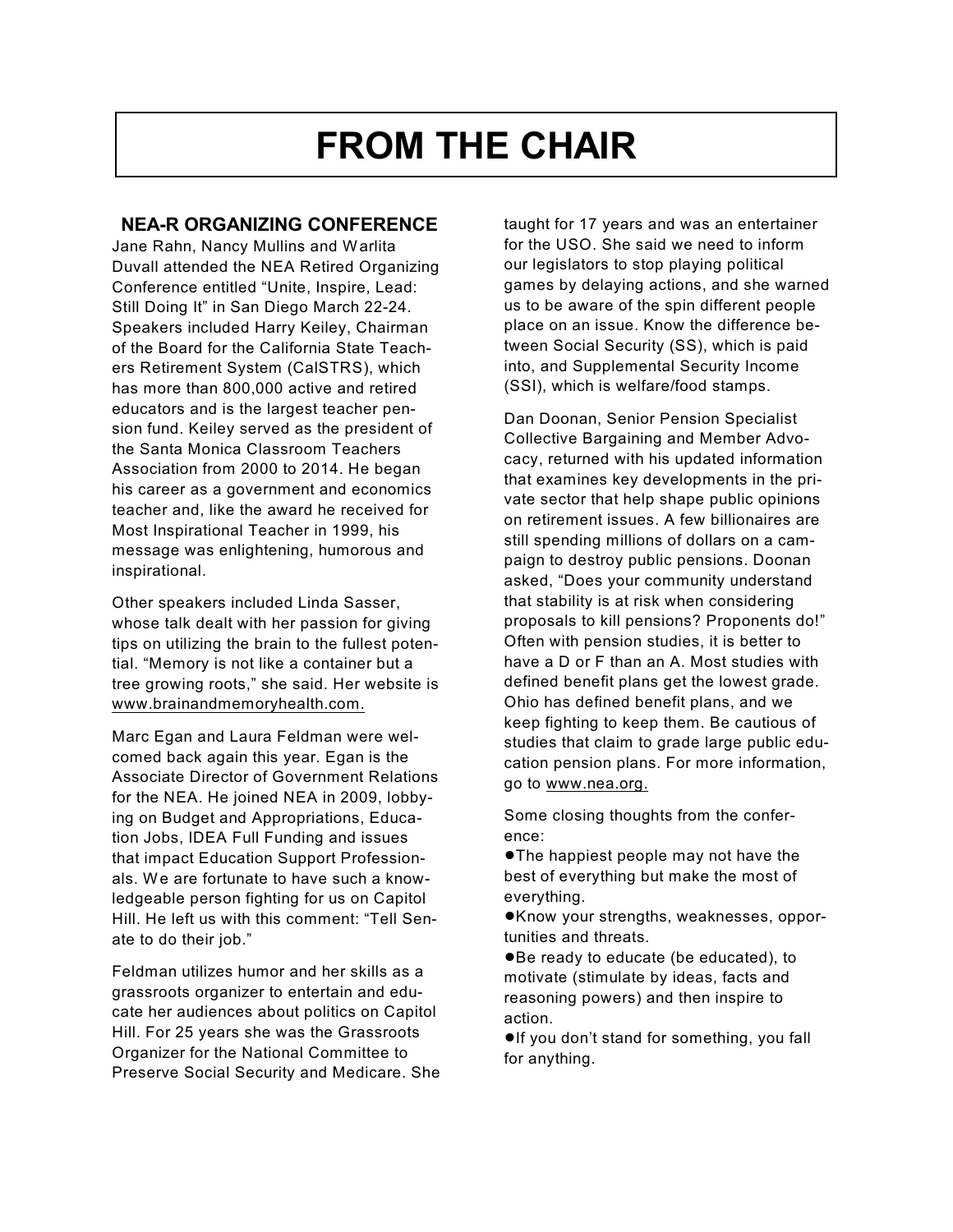# FROM THE CHAIR

## NEA-R ORGANIZING CONFERENCE

Jane Rahn, Nancy Mullins and Warlita Duvall attended the NEA Retired Organizing Conference entitled "Unite, Inspire, Lead: Still Doing It" in San Diego March 22-24. Speakers included Harry Keiley, Chairman of the Board for the California State Teachers Retirement System (CalSTRS), which has more than 800,000 active and retired educators and is the largest teacher pension fund. Keiley served as the president of the Santa Monica Classroom Teachers Association from 2000 to 2014. He began his career as a government and economics teacher and, like the award he received for Most Inspirational Teacher in 1999, his message was enlightening, humorous and inspirational.

Other speakers included Linda Sasser, whose talk dealt with her passion for giving tips on utilizing the brain to the fullest potential. "Memory is not like a container but a tree growing roots," she said. Her website is www.brainandmemoryhealth.com.

Marc Egan and Laura Feldman were welcomed back again this year. Egan is the Associate Director of Government Relations for the NEA. He joined NEA in 2009, lobbying on Budget and Appropriations, Education Jobs, IDEA Full Funding and issues that impact Education Support Professionals. We are fortunate to have such a knowledgeable person fighting for us on Capitol Hill. He left us with this comment: "Tell Senate to do their job."

Feldman utilizes humor and her skills as a grassroots organizer to entertain and educate her audiences about politics on Capitol Hill. For 25 years she was the Grassroots Organizer for the National Committee to Preserve Social Security and Medicare. She taught for 17 years and was an entertainer for the USO. She said we need to inform our legislators to stop playing political games by delaying actions, and she warned us to be aware of the spin different people place on an issue. Know the difference between Social Security (SS), which is paid into, and Supplemental Security Income (SSI), which is welfare/food stamps.

Dan Doonan, Senior Pension Specialist Collective Bargaining and Member Advocacy, returned with his updated information that examines key developments in the private sector that help shape public opinions on retirement issues. A few billionaires are still spending millions of dollars on a campaign to destroy public pensions. Doonan asked, "Does your community understand that stability is at risk when considering proposals to kill pensions? Proponents do!" Often with pension studies, it is better to have a D or F than an A. Most studies with defined benefit plans get the lowest grade. Ohio has defined benefit plans, and we keep fighting to keep them. Be cautious of studies that claim to grade large public education pension plans. For more information, go to www.nea.org.

Some closing thoughts from the conference:

- The happiest people may not have the best of everything but make the most of everything.
- Know your strengths, weaknesses, opportunities and threats.
- Be ready to educate (be educated), to motivate (stimulate by ideas, facts and reasoning powers) and then inspire to action.
- If you don't stand for something, you fall for anything.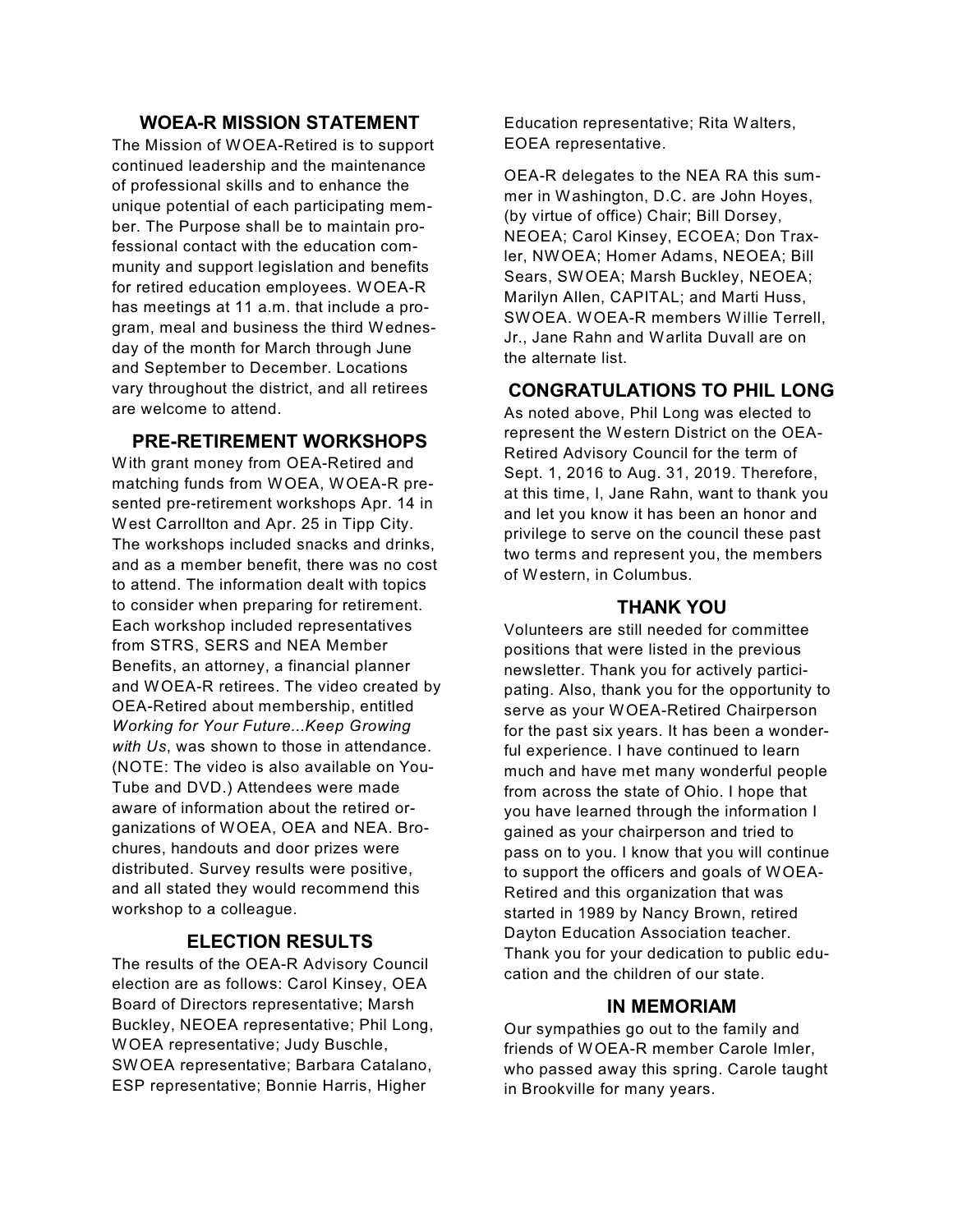## WOEA-R MISSION STATEMENT

The Mission of WOEA-Retired is to support continued leadership and the maintenance of professional skills and to enhance the unique potential of each participating member. The Purpose shall be to maintain professional contact with the education community and support legislation and benefits for retired education employees. WOEA-R has meetings at 11 a.m. that include a program, meal and business the third Wednesday of the month for March through June and September to December. Locations vary throughout the district, and all retirees are welcome to attend.

## PRE-RETIREMENT WORKSHOPS

With grant money from OEA-Retired and matching funds from WOEA, WOEA-R presented pre-retirement workshops Apr. 14 in West Carrollton and Apr. 25 in Tipp City. The workshops included snacks and drinks, and as a member benefit, there was no cost to attend. The information dealt with topics to consider when preparing for retirement. Each workshop included representatives from STRS, SERS and NEA Member Benefits, an attorney, a financial planner and WOEA-R retirees. The video created by OEA-Retired about membership, entitled *Working for Your Future...Keep Growing with Us*, was shown to those in attendance. (NOTE: The video is also available on YouTube and DVD.) Attendees were made aware of information about the retired organizations of WOEA, OEA and NEA. Brochures, handouts and door prizes were distributed. Survey results were positive, and all stated they would recommend this workshop to a colleague.

## ELECTION RESULTS

The results of the OEA-R Advisory Council election are as follows: Carol Kinsey, OEA Board of Directors representative; Marsh Buckley, NEOEA representative; Phil Long, WOEA representative; Judy Buschle, SWOEA representative; Barbara Catalano, ESP representative; Bonnie Harris, Higher Education representative; Rita Walters, EOEA representative.

OEA-R delegates to the NEA RA this summer in Washington, D.C. are John Hoyes, (by virtue of office) Chair; Bill Dorsey, NEOEA; Carol Kinsey, ECOEA; Don Traxler, NWOEA; Homer Adams, NEOEA; Bill Sears, SWOEA; Marsh Buckley, NEOEA; Marilyn Allen, CAPITAL; and Marti Huss, SWOEA. WOEA-R members Willie Terrell, Jr., Jane Rahn and Warlita Duvall are on the alternate list.

## CONGRATULATIONS TO PHIL LONG

As noted above, Phil Long was elected to represent the Western District on the OEA-Retired Advisory Council for the term of Sept. 1, 2016 to Aug. 31, 2019. Therefore, at this time, I, Jane Rahn, want to thank you and let you know it has been an honor and privilege to serve on the council these past two terms and represent you, the members of Western, in Columbus.

## THANK YOU

Volunteers are still needed for committee positions that were listed in the previous newsletter. Thank you for actively participating. Also, thank you for the opportunity to serve as your WOEA-Retired Chairperson for the past six years. It has been a wonderful experience. I have continued to learn much and have met many wonderful people from across the state of Ohio. I hope that you have learned through the information I gained as your chairperson and tried to pass on to you. I know that you will continue to support the officers and goals of WOEA-Retired and this organization that was started in 1989 by Nancy Brown, retired Dayton Education Association teacher. Thank you for your dedication to public education and the children of our state.

## IN MEMORIAM

Our sympathies go out to the family and friends of WOEA-R member Carole Imler, who passed away this spring. Carole taught in Brookville for many years.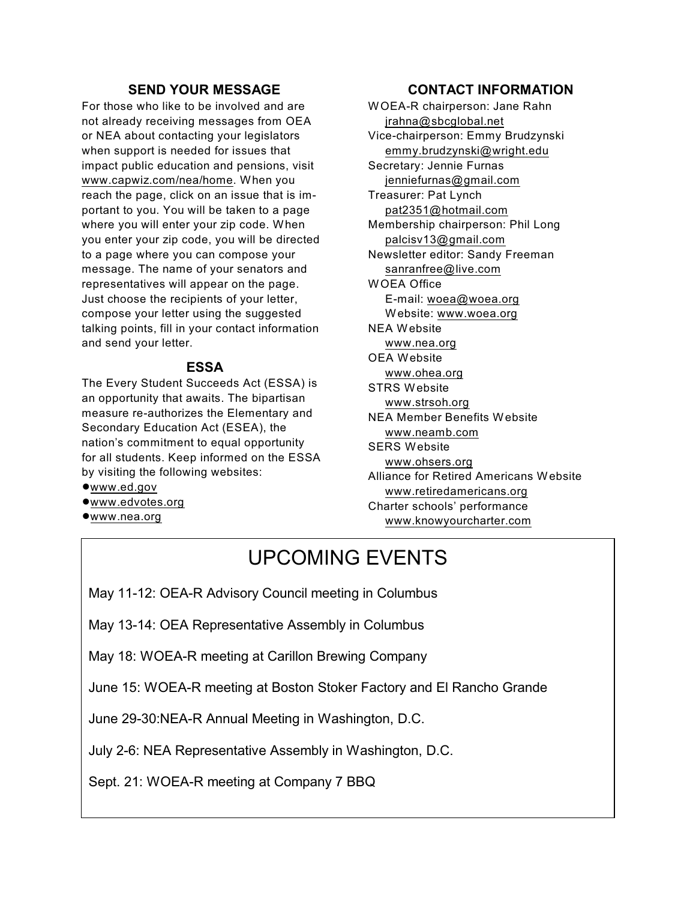## SEND YOUR MESSAGE

For those who like to be involved and are not already receiving messages from OEA or NEA about contacting your legislators when support is needed for issues that impact public education and pensions, visit www.capwiz.com/nea/home. When you reach the page, click on an issue that is important to you. You will be taken to a page where you will enter your zip code. When you enter your zip code, you will be directed to a page where you can compose your message. The name of your senators and representatives will appear on the page. Just choose the recipients of your letter, compose your letter using the suggested talking points, fill in your contact information and send your letter.

## ESSA

The Every Student Succeeds Act (ESSA) is an opportunity that awaits. The bipartisan measure re-authorizes the Elementary and Secondary Education Act (ESEA), the nation's commitment to equal opportunity for all students. Keep informed on the ESSA by visiting the following websites:

- www.ed.gov
- www.edvotes.org
- www.nea.org

## CONTACT INFORMATION

WOEA-R chairperson: Jane Rahn
jrahna@sbcglobal.net

Vice-chairperson: Emmy Brudzynski
emmy.brudzynski@wright.edu

Secretary: Jennie Furnas
jenniefurnas@gmail.com

Treasurer: Pat Lynch
pat2351@hotmail.com

Membership chairperson: Phil Long
palcisv13@gmail.com

Newsletter editor: Sandy Freeman
sanranfree@live.com

WOEA Office
E-mail: woea@woea.org
Website: www.woea.org

NEA Website
www.nea.org

OEA Website
www.ohea.org

STRS Website
www.strsoh.org

NEA Member Benefits Website
www.neamb.com

SERS Website
www.ohsers.org

Alliance for Retired Americans Website
www.retiredamericans.org

Charter schools' performance
www.knowyourcharter.com

# UPCOMING EVENTS

May 11-12: OEA-R Advisory Council meeting in Columbus

May 13-14: OEA Representative Assembly in Columbus

May 18: WOEA-R meeting at Carillon Brewing Company

June 15: WOEA-R meeting at Boston Stoker Factory and El Rancho Grande

June 29-30:NEA-R Annual Meeting in Washington, D.C.

July 2-6: NEA Representative Assembly in Washington, D.C.

Sept. 21: WOEA-R meeting at Company 7 BBQ